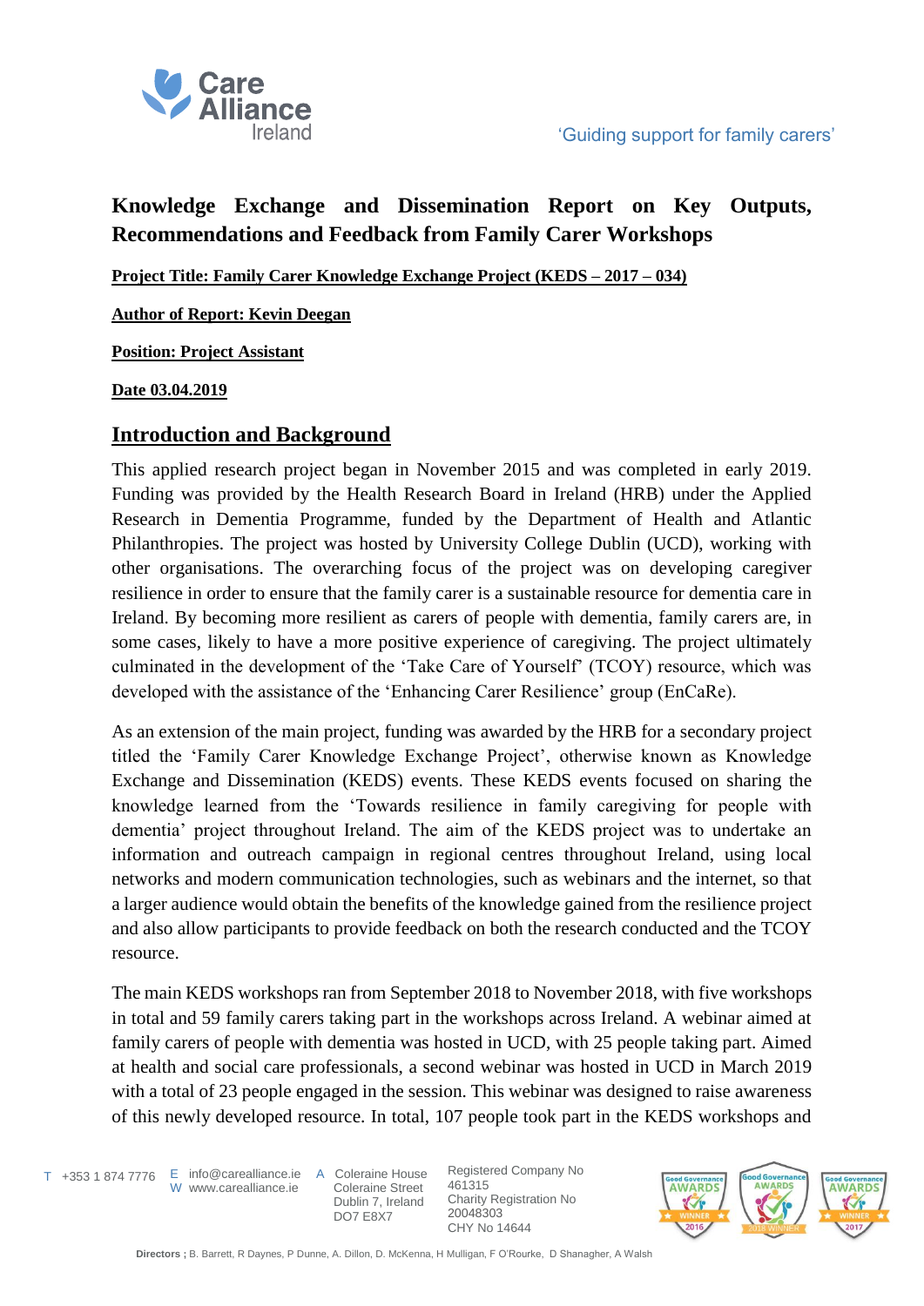'Guiding support for family carers'

# Knowledge Exchange and Dissemination Report on Key Outputs, Recommendations and Feedback from Family Carer Workshops

**Project Title: Family Carer Knowledge Exchange Project (KEDS – 2017 – 034)**

**Author of Report: Kevin Deegan**

**Position: Project Assistant**

**Date 03.04.2019**

## Introduction and Background

This applied research project began in November 2015 and was completed in early 2019. Funding was provided by the Health Research Board in Ireland (HRB) under the Applied Research in Dementia Programme, funded by the Department of Health and Atlantic Philanthropies. The project was hosted by University College Dublin (UCD), working with other organisations. The overarching focus of the project was on developing caregiver resilience in order to ensure that the family carer is a sustainable resource for dementia care in Ireland. By becoming more resilient as carers of people with dementia, family carers are, in some cases, likely to have a more positive experience of caregiving. The project ultimately culminated in the development of the 'Take Care of Yourself' (TCOY) resource, which was developed with the assistance of the 'Enhancing Carer Resilience' group (EnCaRe).

As an extension of the main project, funding was awarded by the HRB for a secondary project titled the 'Family Carer Knowledge Exchange Project', otherwise known as Knowledge Exchange and Dissemination (KEDS) events. These KEDS events focused on sharing the knowledge learned from the 'Towards resilience in family caregiving for people with dementia' project throughout Ireland. The aim of the KEDS project was to undertake an information and outreach campaign in regional centres throughout Ireland, using local networks and modern communication technologies, such as webinars and the internet, so that a larger audience would obtain the benefits of the knowledge gained from the resilience project and also allow participants to provide feedback on both the research conducted and the TCOY resource.

The main KEDS workshops ran from September 2018 to November 2018, with five workshops in total and 59 family carers taking part in the workshops across Ireland. A webinar aimed at family carers of people with dementia was hosted in UCD, with 25 people taking part. Aimed at health and social care professionals, a second webinar was hosted in UCD in March 2019 with a total of 23 people engaged in the session. This webinar was designed to raise awareness of this newly developed resource. In total, 107 people took part in the KEDS workshops and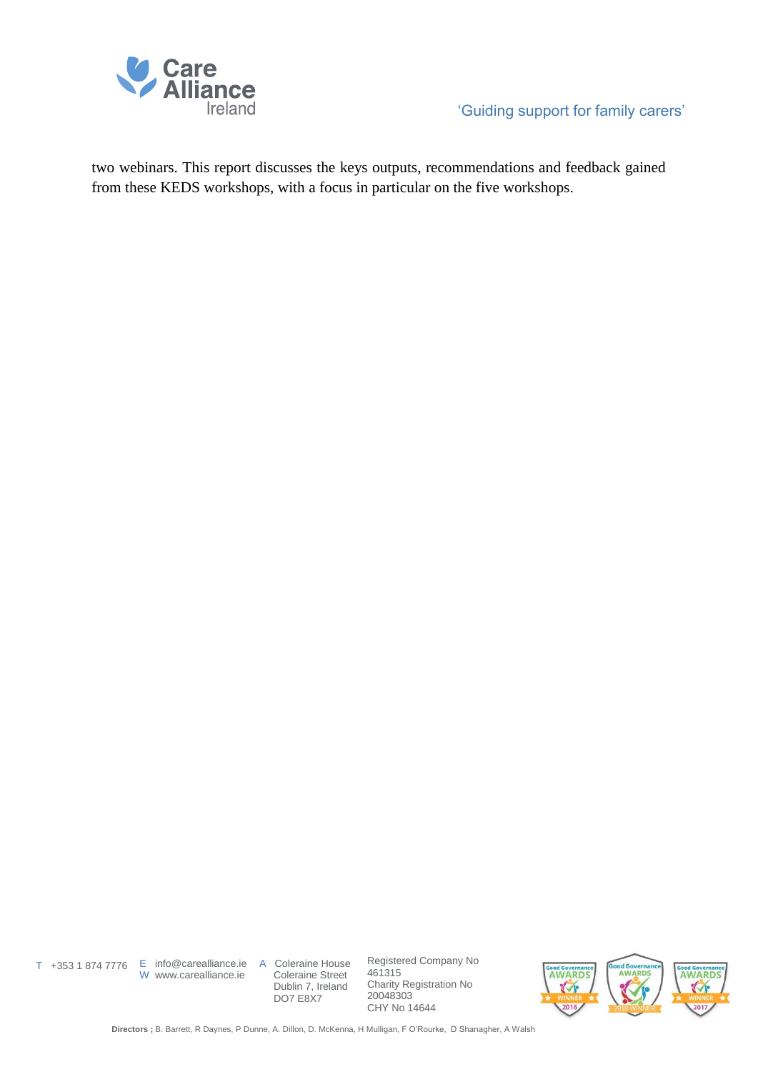two webinars. This report discusses the keys outputs, recommendations and feedback gained from these KEDS workshops, with a focus in particular on the five workshops.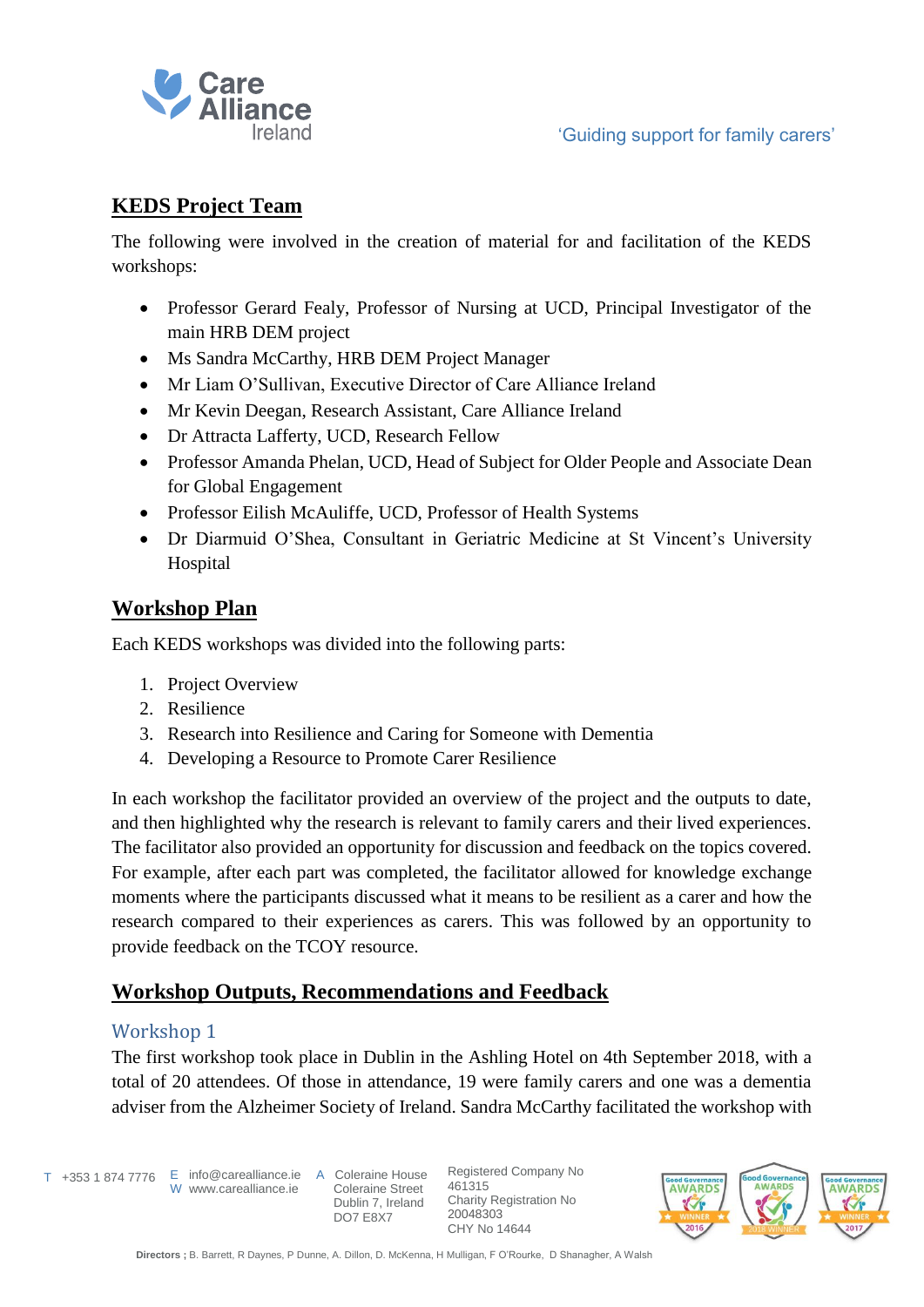## KEDS Project Team

The following were involved in the creation of material for and facilitation of the KEDS workshops:

- Professor Gerard Fealy, Professor of Nursing at UCD, Principal Investigator of the main HRB DEM project
- Ms Sandra McCarthy, HRB DEM Project Manager
- Mr Liam O'Sullivan, Executive Director of Care Alliance Ireland
- Mr Kevin Deegan, Research Assistant, Care Alliance Ireland
- Dr Attracta Lafferty, UCD, Research Fellow
- Professor Amanda Phelan, UCD, Head of Subject for Older People and Associate Dean for Global Engagement
- Professor Eilish McAuliffe, UCD, Professor of Health Systems
- Dr Diarmuid O'Shea, Consultant in Geriatric Medicine at St Vincent's University Hospital

## Workshop Plan

Each KEDS workshops was divided into the following parts:

1. Project Overview
2. Resilience
3. Research into Resilience and Caring for Someone with Dementia
4. Developing a Resource to Promote Carer Resilience

In each workshop the facilitator provided an overview of the project and the outputs to date, and then highlighted why the research is relevant to family carers and their lived experiences. The facilitator also provided an opportunity for discussion and feedback on the topics covered. For example, after each part was completed, the facilitator allowed for knowledge exchange moments where the participants discussed what it means to be resilient as a carer and how the research compared to their experiences as carers. This was followed by an opportunity to provide feedback on the TCOY resource.

## Workshop Outputs, Recommendations and Feedback

### Workshop 1

The first workshop took place in Dublin in the Ashling Hotel on 4th September 2018, with a total of 20 attendees. Of those in attendance, 19 were family carers and one was a dementia adviser from the Alzheimer Society of Ireland. Sandra McCarthy facilitated the workshop with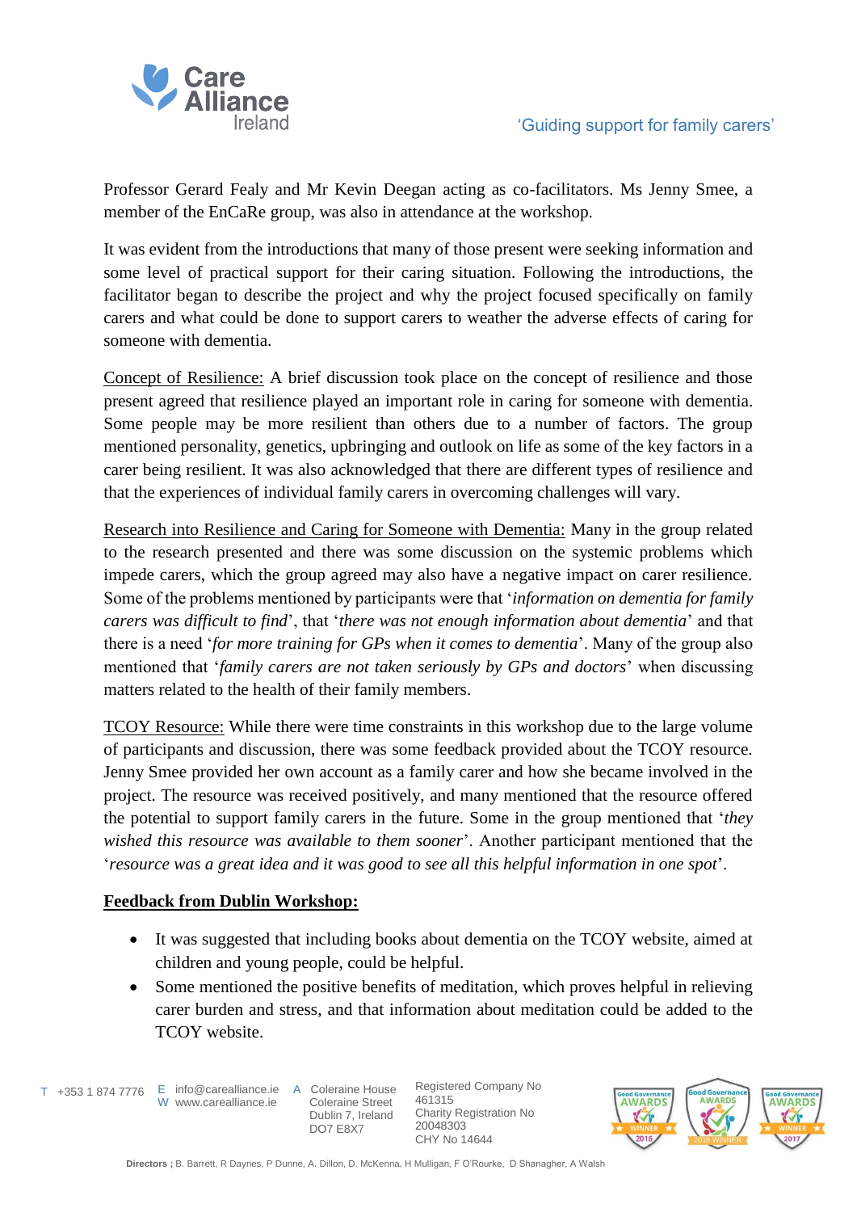Professor Gerard Fealy and Mr Kevin Deegan acting as co-facilitators. Ms Jenny Smee, a member of the EnCaRe group, was also in attendance at the workshop.

It was evident from the introductions that many of those present were seeking information and some level of practical support for their caring situation. Following the introductions, the facilitator began to describe the project and why the project focused specifically on family carers and what could be done to support carers to weather the adverse effects of caring for someone with dementia.

<u>Concept of Resilience:</u> A brief discussion took place on the concept of resilience and those present agreed that resilience played an important role in caring for someone with dementia. Some people may be more resilient than others due to a number of factors. The group mentioned personality, genetics, upbringing and outlook on life as some of the key factors in a carer being resilient. It was also acknowledged that there are different types of resilience and that the experiences of individual family carers in overcoming challenges will vary.

<u>Research into Resilience and Caring for Someone with Dementia:</u> Many in the group related to the research presented and there was some discussion on the systemic problems which impede carers, which the group agreed may also have a negative impact on carer resilience. Some of the problems mentioned by participants were that '*information on dementia for family carers was difficult to find*', that '*there was not enough information about dementia*' and that there is a need '*for more training for GPs when it comes to dementia*'. Many of the group also mentioned that '*family carers are not taken seriously by GPs and doctors*' when discussing matters related to the health of their family members.

<u>TCOY Resource:</u> While there were time constraints in this workshop due to the large volume of participants and discussion, there was some feedback provided about the TCOY resource. Jenny Smee provided her own account as a family carer and how she became involved in the project. The resource was received positively, and many mentioned that the resource offered the potential to support family carers in the future. Some in the group mentioned that '*they wished this resource was available to them sooner*'. Another participant mentioned that the '*resource was a great idea and it was good to see all this helpful information in one spot*'.

**<u>Feedback from Dublin Workshop:</u>**

- It was suggested that including books about dementia on the TCOY website, aimed at children and young people, could be helpful.
- Some mentioned the positive benefits of meditation, which proves helpful in relieving carer burden and stress, and that information about meditation could be added to the TCOY website.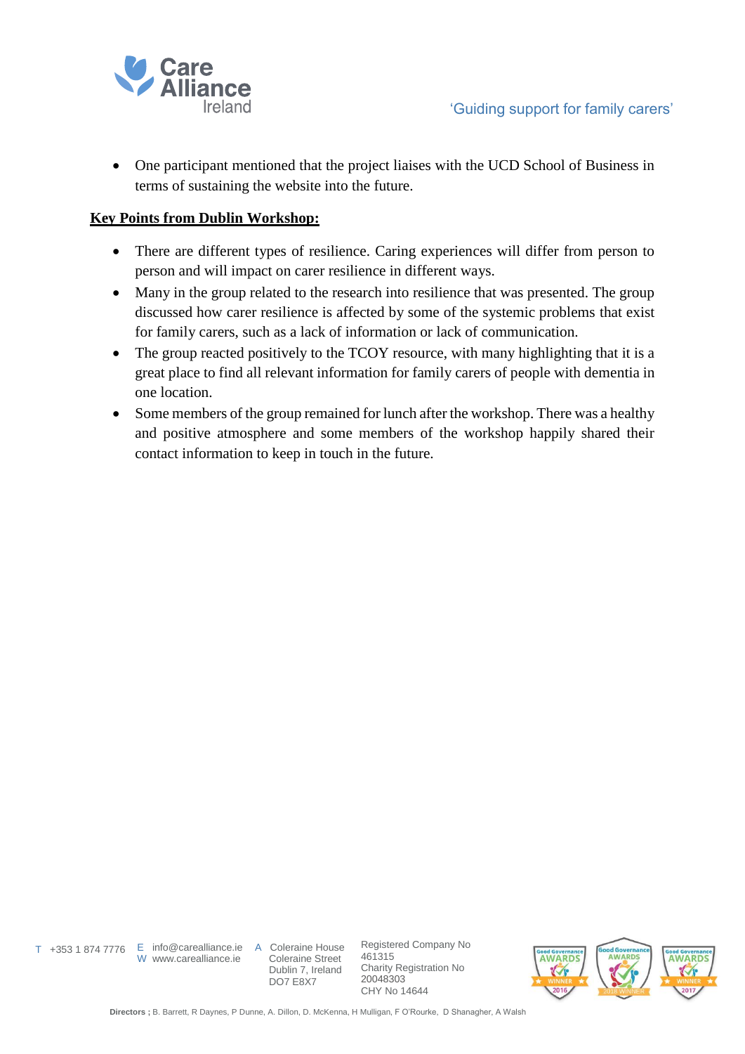- One participant mentioned that the project liaises with the UCD School of Business in terms of sustaining the website into the future.

**Key Points from Dublin Workshop:**

- There are different types of resilience. Caring experiences will differ from person to person and will impact on carer resilience in different ways.
- Many in the group related to the research into resilience that was presented. The group discussed how carer resilience is affected by some of the systemic problems that exist for family carers, such as a lack of information or lack of communication.
- The group reacted positively to the TCOY resource, with many highlighting that it is a great place to find all relevant information for family carers of people with dementia in one location.
- Some members of the group remained for lunch after the workshop. There was a healthy and positive atmosphere and some members of the workshop happily shared their contact information to keep in touch in the future.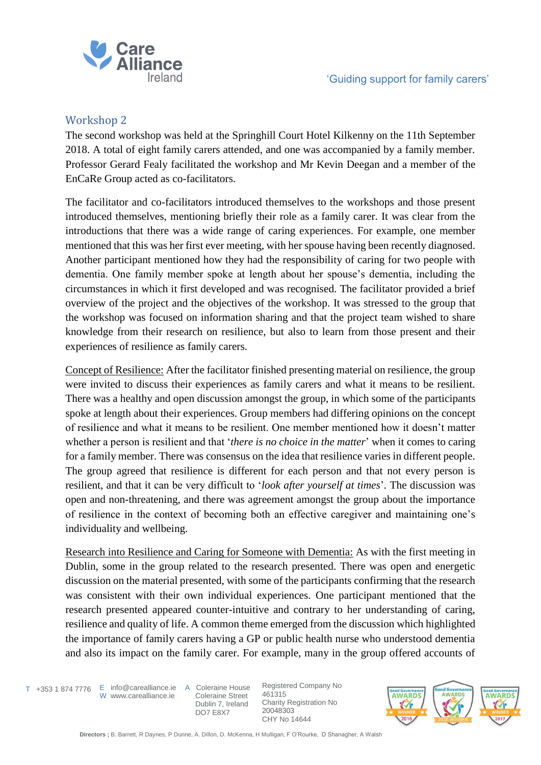## Workshop 2

The second workshop was held at the Springhill Court Hotel Kilkenny on the 11th September 2018. A total of eight family carers attended, and one was accompanied by a family member. Professor Gerard Fealy facilitated the workshop and Mr Kevin Deegan and a member of the EnCaRe Group acted as co-facilitators.

The facilitator and co-facilitators introduced themselves to the workshops and those present introduced themselves, mentioning briefly their role as a family carer. It was clear from the introductions that there was a wide range of caring experiences. For example, one member mentioned that this was her first ever meeting, with her spouse having been recently diagnosed. Another participant mentioned how they had the responsibility of caring for two people with dementia. One family member spoke at length about her spouse's dementia, including the circumstances in which it first developed and was recognised. The facilitator provided a brief overview of the project and the objectives of the workshop. It was stressed to the group that the workshop was focused on information sharing and that the project team wished to share knowledge from their research on resilience, but also to learn from those present and their experiences of resilience as family carers.

<u>Concept of Resilience:</u> After the facilitator finished presenting material on resilience, the group were invited to discuss their experiences as family carers and what it means to be resilient. There was a healthy and open discussion amongst the group, in which some of the participants spoke at length about their experiences. Group members had differing opinions on the concept of resilience and what it means to be resilient. One member mentioned how it doesn't matter whether a person is resilient and that '*there is no choice in the matter*' when it comes to caring for a family member. There was consensus on the idea that resilience varies in different people. The group agreed that resilience is different for each person and that not every person is resilient, and that it can be very difficult to '*look after yourself at times*'. The discussion was open and non-threatening, and there was agreement amongst the group about the importance of resilience in the context of becoming both an effective caregiver and maintaining one's individuality and wellbeing.

<u>Research into Resilience and Caring for Someone with Dementia:</u> As with the first meeting in Dublin, some in the group related to the research presented. There was open and energetic discussion on the material presented, with some of the participants confirming that the research was consistent with their own individual experiences. One participant mentioned that the research presented appeared counter-intuitive and contrary to her understanding of caring, resilience and quality of life. A common theme emerged from the discussion which highlighted the importance of family carers having a GP or public health nurse who understood dementia and also its impact on the family carer. For example, many in the group offered accounts of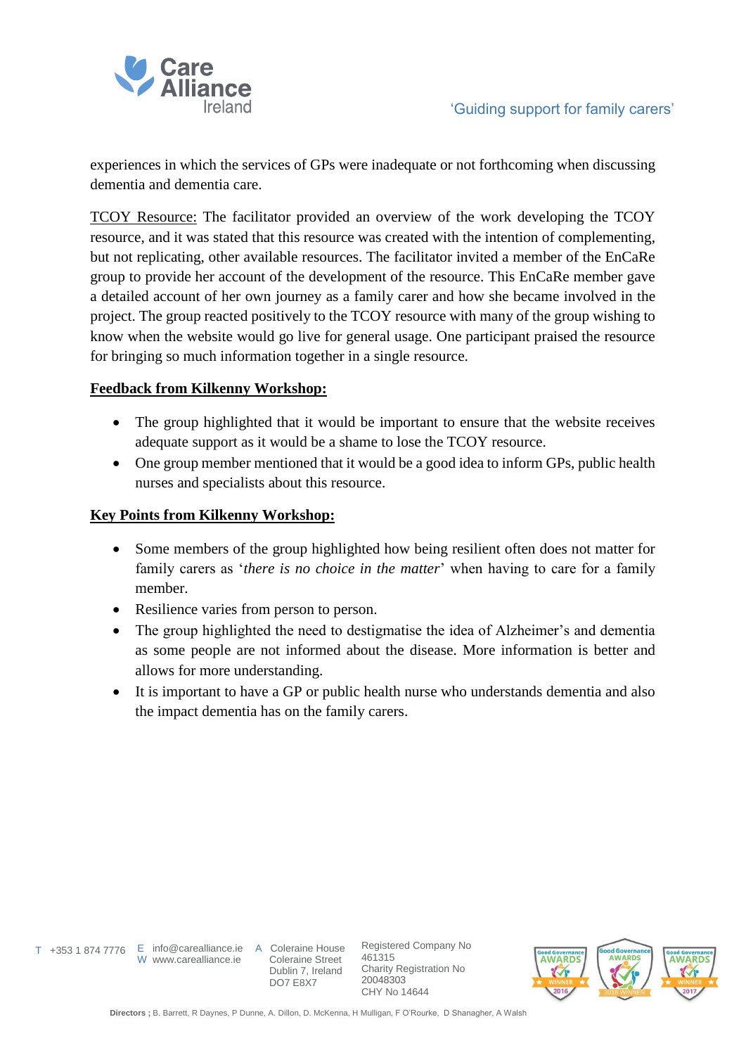experiences in which the services of GPs were inadequate or not forthcoming when discussing dementia and dementia care.

TCOY Resource: The facilitator provided an overview of the work developing the TCOY resource, and it was stated that this resource was created with the intention of complementing, but not replicating, other available resources. The facilitator invited a member of the EnCaRe group to provide her account of the development of the resource. This EnCaRe member gave a detailed account of her own journey as a family carer and how she became involved in the project. The group reacted positively to the TCOY resource with many of the group wishing to know when the website would go live for general usage. One participant praised the resource for bringing so much information together in a single resource.

**Feedback from Kilkenny Workshop:**

- The group highlighted that it would be important to ensure that the website receives adequate support as it would be a shame to lose the TCOY resource.
- One group member mentioned that it would be a good idea to inform GPs, public health nurses and specialists about this resource.

**Key Points from Kilkenny Workshop:**

- Some members of the group highlighted how being resilient often does not matter for family carers as '*there is no choice in the matter*' when having to care for a family member.
- Resilience varies from person to person.
- The group highlighted the need to destigmatise the idea of Alzheimer's and dementia as some people are not informed about the disease. More information is better and allows for more understanding.
- It is important to have a GP or public health nurse who understands dementia and also the impact dementia has on the family carers.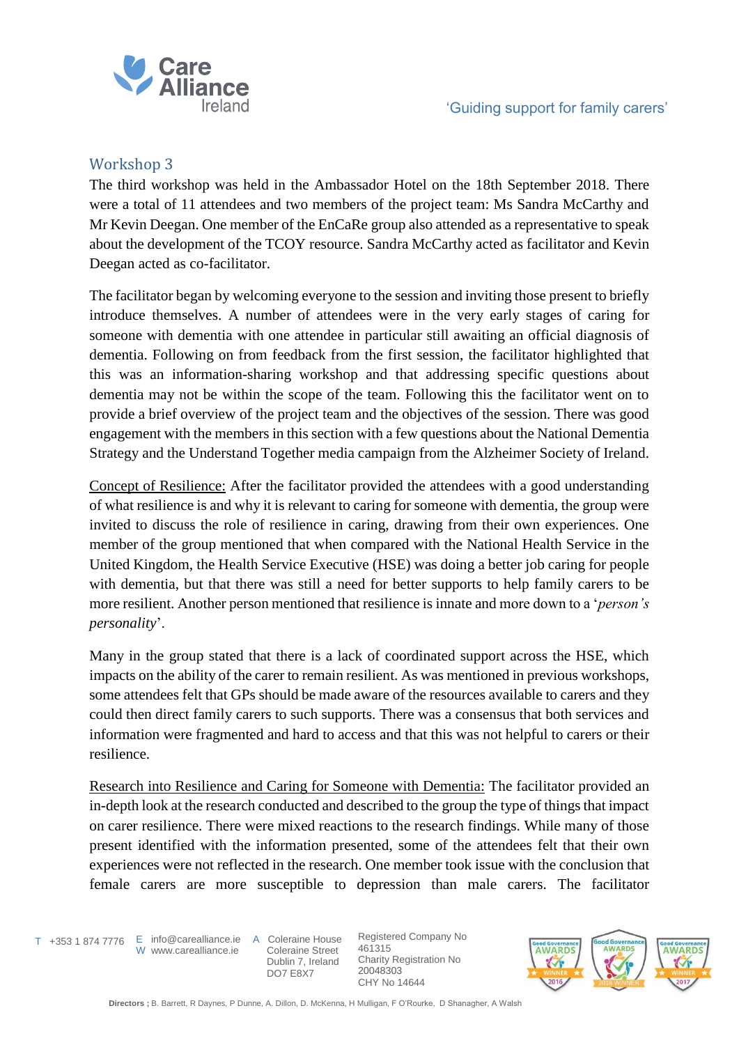## Workshop 3

The third workshop was held in the Ambassador Hotel on the 18th September 2018. There were a total of 11 attendees and two members of the project team: Ms Sandra McCarthy and Mr Kevin Deegan. One member of the EnCaRe group also attended as a representative to speak about the development of the TCOY resource. Sandra McCarthy acted as facilitator and Kevin Deegan acted as co-facilitator.

The facilitator began by welcoming everyone to the session and inviting those present to briefly introduce themselves. A number of attendees were in the very early stages of caring for someone with dementia with one attendee in particular still awaiting an official diagnosis of dementia. Following on from feedback from the first session, the facilitator highlighted that this was an information-sharing workshop and that addressing specific questions about dementia may not be within the scope of the team. Following this the facilitator went on to provide a brief overview of the project team and the objectives of the session. There was good engagement with the members in this section with a few questions about the National Dementia Strategy and the Understand Together media campaign from the Alzheimer Society of Ireland.

<u>Concept of Resilience:</u> After the facilitator provided the attendees with a good understanding of what resilience is and why it is relevant to caring for someone with dementia, the group were invited to discuss the role of resilience in caring, drawing from their own experiences. One member of the group mentioned that when compared with the National Health Service in the United Kingdom, the Health Service Executive (HSE) was doing a better job caring for people with dementia, but that there was still a need for better supports to help family carers to be more resilient. Another person mentioned that resilience is innate and more down to a '*person's personality*'.

Many in the group stated that there is a lack of coordinated support across the HSE, which impacts on the ability of the carer to remain resilient. As was mentioned in previous workshops, some attendees felt that GPs should be made aware of the resources available to carers and they could then direct family carers to such supports. There was a consensus that both services and information were fragmented and hard to access and that this was not helpful to carers or their resilience.

<u>Research into Resilience and Caring for Someone with Dementia:</u> The facilitator provided an in-depth look at the research conducted and described to the group the type of things that impact on carer resilience. There were mixed reactions to the research findings. While many of those present identified with the information presented, some of the attendees felt that their own experiences were not reflected in the research. One member took issue with the conclusion that female carers are more susceptible to depression than male carers. The facilitator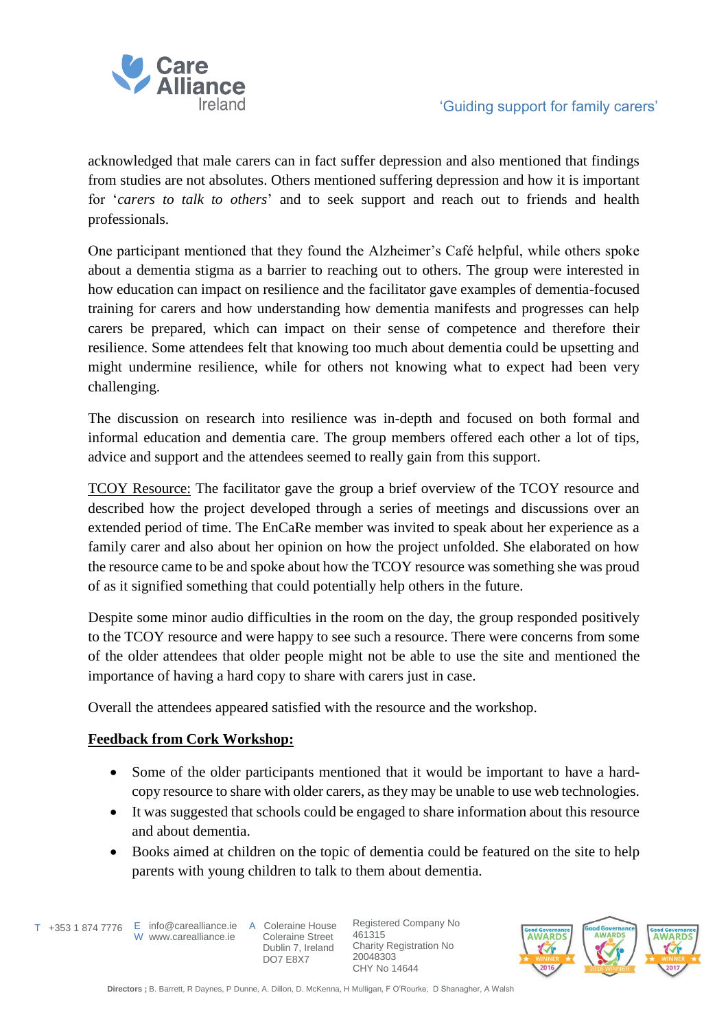acknowledged that male carers can in fact suffer depression and also mentioned that findings from studies are not absolutes. Others mentioned suffering depression and how it is important for '*carers to talk to others*' and to seek support and reach out to friends and health professionals.

One participant mentioned that they found the Alzheimer's Café helpful, while others spoke about a dementia stigma as a barrier to reaching out to others. The group were interested in how education can impact on resilience and the facilitator gave examples of dementia-focused training for carers and how understanding how dementia manifests and progresses can help carers be prepared, which can impact on their sense of competence and therefore their resilience. Some attendees felt that knowing too much about dementia could be upsetting and might undermine resilience, while for others not knowing what to expect had been very challenging.

The discussion on research into resilience was in-depth and focused on both formal and informal education and dementia care. The group members offered each other a lot of tips, advice and support and the attendees seemed to really gain from this support.

<u>TCOY Resource:</u> The facilitator gave the group a brief overview of the TCOY resource and described how the project developed through a series of meetings and discussions over an extended period of time. The EnCaRe member was invited to speak about her experience as a family carer and also about her opinion on how the project unfolded. She elaborated on how the resource came to be and spoke about how the TCOY resource was something she was proud of as it signified something that could potentially help others in the future.

Despite some minor audio difficulties in the room on the day, the group responded positively to the TCOY resource and were happy to see such a resource. There were concerns from some of the older attendees that older people might not be able to use the site and mentioned the importance of having a hard copy to share with carers just in case.

Overall the attendees appeared satisfied with the resource and the workshop.

**<u>Feedback from Cork Workshop:</u>**

- Some of the older participants mentioned that it would be important to have a hard-copy resource to share with older carers, as they may be unable to use web technologies.
- It was suggested that schools could be engaged to share information about this resource and about dementia.
- Books aimed at children on the topic of dementia could be featured on the site to help parents with young children to talk to them about dementia.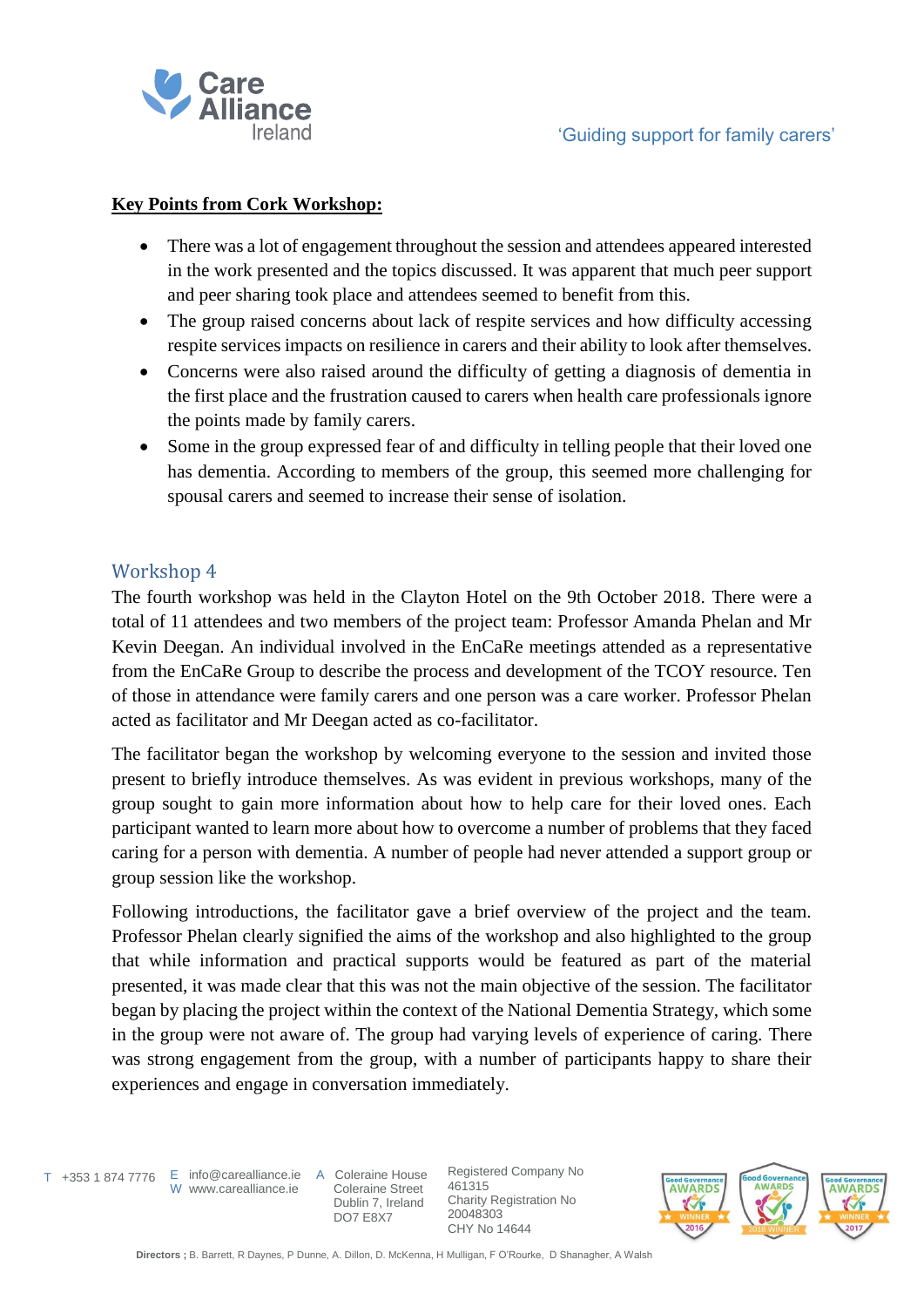**Key Points from Cork Workshop:**

- There was a lot of engagement throughout the session and attendees appeared interested in the work presented and the topics discussed. It was apparent that much peer support and peer sharing took place and attendees seemed to benefit from this.
- The group raised concerns about lack of respite services and how difficulty accessing respite services impacts on resilience in carers and their ability to look after themselves.
- Concerns were also raised around the difficulty of getting a diagnosis of dementia in the first place and the frustration caused to carers when health care professionals ignore the points made by family carers.
- Some in the group expressed fear of and difficulty in telling people that their loved one has dementia. According to members of the group, this seemed more challenging for spousal carers and seemed to increase their sense of isolation.

## Workshop 4

The fourth workshop was held in the Clayton Hotel on the 9th October 2018. There were a total of 11 attendees and two members of the project team: Professor Amanda Phelan and Mr Kevin Deegan. An individual involved in the EnCaRe meetings attended as a representative from the EnCaRe Group to describe the process and development of the TCOY resource. Ten of those in attendance were family carers and one person was a care worker. Professor Phelan acted as facilitator and Mr Deegan acted as co-facilitator.

The facilitator began the workshop by welcoming everyone to the session and invited those present to briefly introduce themselves. As was evident in previous workshops, many of the group sought to gain more information about how to help care for their loved ones. Each participant wanted to learn more about how to overcome a number of problems that they faced caring for a person with dementia. A number of people had never attended a support group or group session like the workshop.

Following introductions, the facilitator gave a brief overview of the project and the team. Professor Phelan clearly signified the aims of the workshop and also highlighted to the group that while information and practical supports would be featured as part of the material presented, it was made clear that this was not the main objective of the session. The facilitator began by placing the project within the context of the National Dementia Strategy, which some in the group were not aware of. The group had varying levels of experience of caring. There was strong engagement from the group, with a number of participants happy to share their experiences and engage in conversation immediately.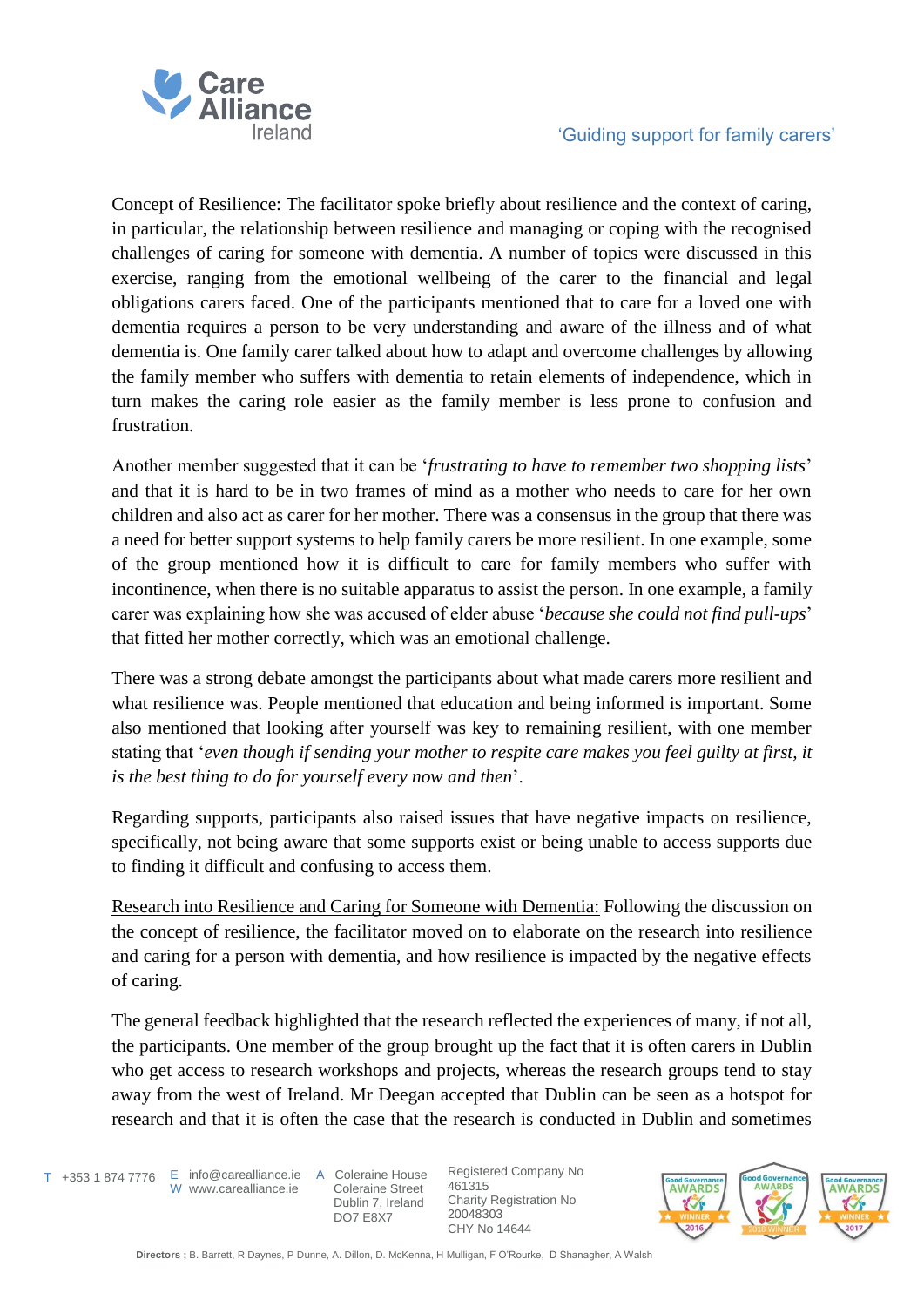Concept of Resilience: The facilitator spoke briefly about resilience and the context of caring, in particular, the relationship between resilience and managing or coping with the recognised challenges of caring for someone with dementia. A number of topics were discussed in this exercise, ranging from the emotional wellbeing of the carer to the financial and legal obligations carers faced. One of the participants mentioned that to care for a loved one with dementia requires a person to be very understanding and aware of the illness and of what dementia is. One family carer talked about how to adapt and overcome challenges by allowing the family member who suffers with dementia to retain elements of independence, which in turn makes the caring role easier as the family member is less prone to confusion and frustration.

Another member suggested that it can be '*frustrating to have to remember two shopping lists*' and that it is hard to be in two frames of mind as a mother who needs to care for her own children and also act as carer for her mother. There was a consensus in the group that there was a need for better support systems to help family carers be more resilient. In one example, some of the group mentioned how it is difficult to care for family members who suffer with incontinence, when there is no suitable apparatus to assist the person. In one example, a family carer was explaining how she was accused of elder abuse '*because she could not find pull-ups*' that fitted her mother correctly, which was an emotional challenge.

There was a strong debate amongst the participants about what made carers more resilient and what resilience was. People mentioned that education and being informed is important. Some also mentioned that looking after yourself was key to remaining resilient, with one member stating that '*even though if sending your mother to respite care makes you feel guilty at first, it is the best thing to do for yourself every now and then*'.

Regarding supports, participants also raised issues that have negative impacts on resilience, specifically, not being aware that some supports exist or being unable to access supports due to finding it difficult and confusing to access them.

Research into Resilience and Caring for Someone with Dementia: Following the discussion on the concept of resilience, the facilitator moved on to elaborate on the research into resilience and caring for a person with dementia, and how resilience is impacted by the negative effects of caring.

The general feedback highlighted that the research reflected the experiences of many, if not all, the participants. One member of the group brought up the fact that it is often carers in Dublin who get access to research workshops and projects, whereas the research groups tend to stay away from the west of Ireland. Mr Deegan accepted that Dublin can be seen as a hotspot for research and that it is often the case that the research is conducted in Dublin and sometimes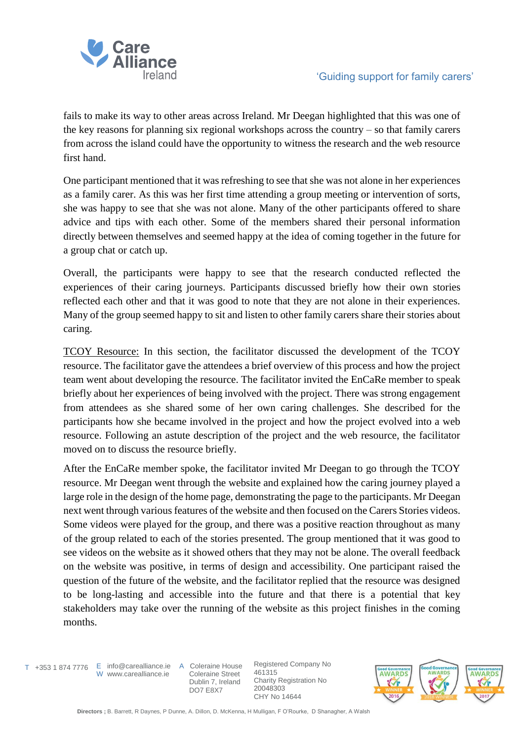fails to make its way to other areas across Ireland. Mr Deegan highlighted that this was one of the key reasons for planning six regional workshops across the country – so that family carers from across the island could have the opportunity to witness the research and the web resource first hand.

One participant mentioned that it was refreshing to see that she was not alone in her experiences as a family carer. As this was her first time attending a group meeting or intervention of sorts, she was happy to see that she was not alone. Many of the other participants offered to share advice and tips with each other. Some of the members shared their personal information directly between themselves and seemed happy at the idea of coming together in the future for a group chat or catch up.

Overall, the participants were happy to see that the research conducted reflected the experiences of their caring journeys. Participants discussed briefly how their own stories reflected each other and that it was good to note that they are not alone in their experiences. Many of the group seemed happy to sit and listen to other family carers share their stories about caring.

<u>TCOY Resource:</u> In this section, the facilitator discussed the development of the TCOY resource. The facilitator gave the attendees a brief overview of this process and how the project team went about developing the resource. The facilitator invited the EnCaRe member to speak briefly about her experiences of being involved with the project. There was strong engagement from attendees as she shared some of her own caring challenges. She described for the participants how she became involved in the project and how the project evolved into a web resource. Following an astute description of the project and the web resource, the facilitator moved on to discuss the resource briefly.

After the EnCaRe member spoke, the facilitator invited Mr Deegan to go through the TCOY resource. Mr Deegan went through the website and explained how the caring journey played a large role in the design of the home page, demonstrating the page to the participants. Mr Deegan next went through various features of the website and then focused on the Carers Stories videos. Some videos were played for the group, and there was a positive reaction throughout as many of the group related to each of the stories presented. The group mentioned that it was good to see videos on the website as it showed others that they may not be alone. The overall feedback on the website was positive, in terms of design and accessibility. One participant raised the question of the future of the website, and the facilitator replied that the resource was designed to be long-lasting and accessible into the future and that there is a potential that key stakeholders may take over the running of the website as this project finishes in the coming months.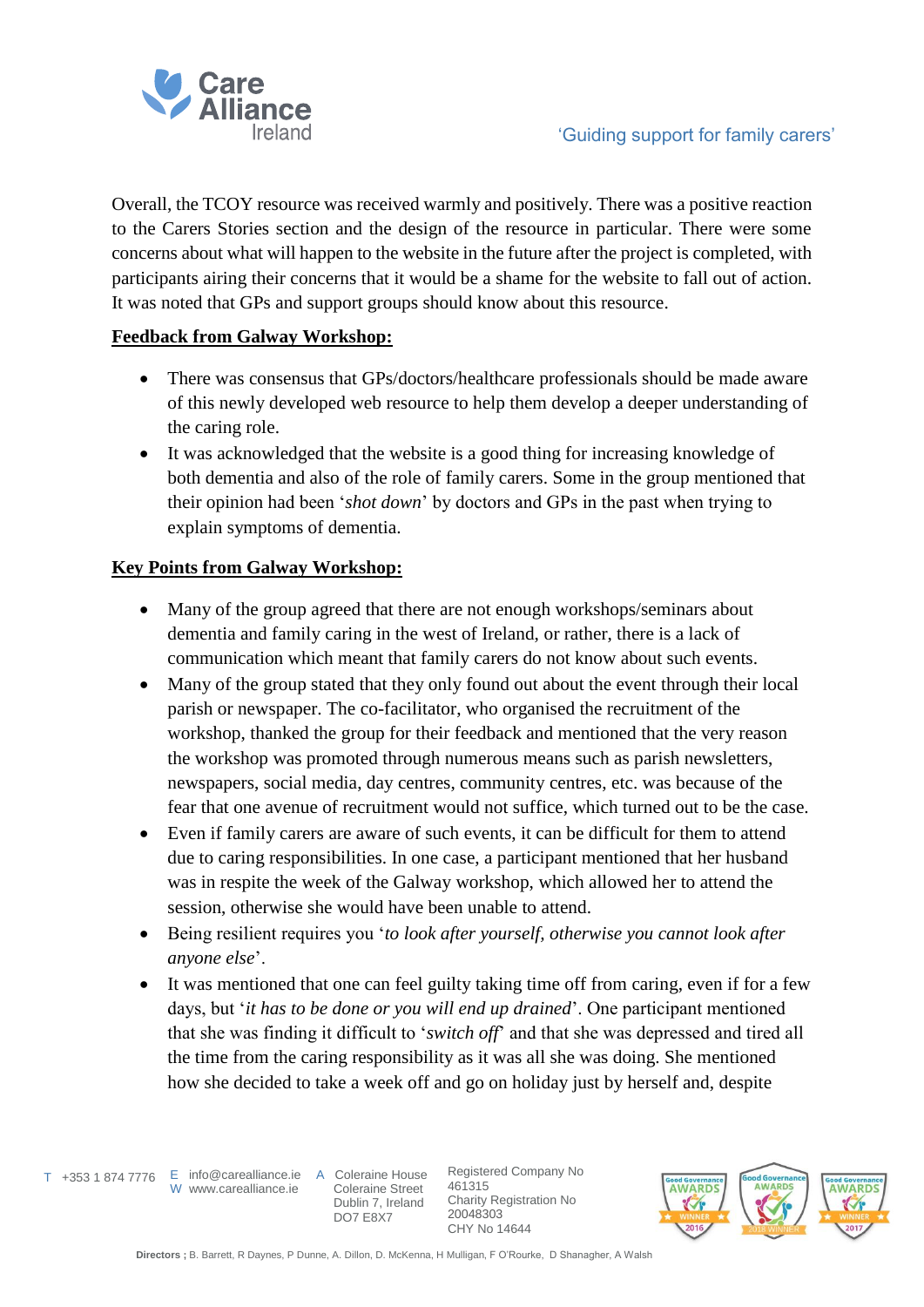Overall, the TCOY resource was received warmly and positively. There was a positive reaction to the Carers Stories section and the design of the resource in particular. There were some concerns about what will happen to the website in the future after the project is completed, with participants airing their concerns that it would be a shame for the website to fall out of action. It was noted that GPs and support groups should know about this resource.

**Feedback from Galway Workshop:**

- There was consensus that GPs/doctors/healthcare professionals should be made aware of this newly developed web resource to help them develop a deeper understanding of the caring role.
- It was acknowledged that the website is a good thing for increasing knowledge of both dementia and also of the role of family carers. Some in the group mentioned that their opinion had been '*shot down*' by doctors and GPs in the past when trying to explain symptoms of dementia.

**Key Points from Galway Workshop:**

- Many of the group agreed that there are not enough workshops/seminars about dementia and family caring in the west of Ireland, or rather, there is a lack of communication which meant that family carers do not know about such events.
- Many of the group stated that they only found out about the event through their local parish or newspaper. The co-facilitator, who organised the recruitment of the workshop, thanked the group for their feedback and mentioned that the very reason the workshop was promoted through numerous means such as parish newsletters, newspapers, social media, day centres, community centres, etc. was because of the fear that one avenue of recruitment would not suffice, which turned out to be the case.
- Even if family carers are aware of such events, it can be difficult for them to attend due to caring responsibilities. In one case, a participant mentioned that her husband was in respite the week of the Galway workshop, which allowed her to attend the session, otherwise she would have been unable to attend.
- Being resilient requires you '*to look after yourself, otherwise you cannot look after anyone else*'.
- It was mentioned that one can feel guilty taking time off from caring, even if for a few days, but '*it has to be done or you will end up drained*'. One participant mentioned that she was finding it difficult to '*switch off*' and that she was depressed and tired all the time from the caring responsibility as it was all she was doing. She mentioned how she decided to take a week off and go on holiday just by herself and, despite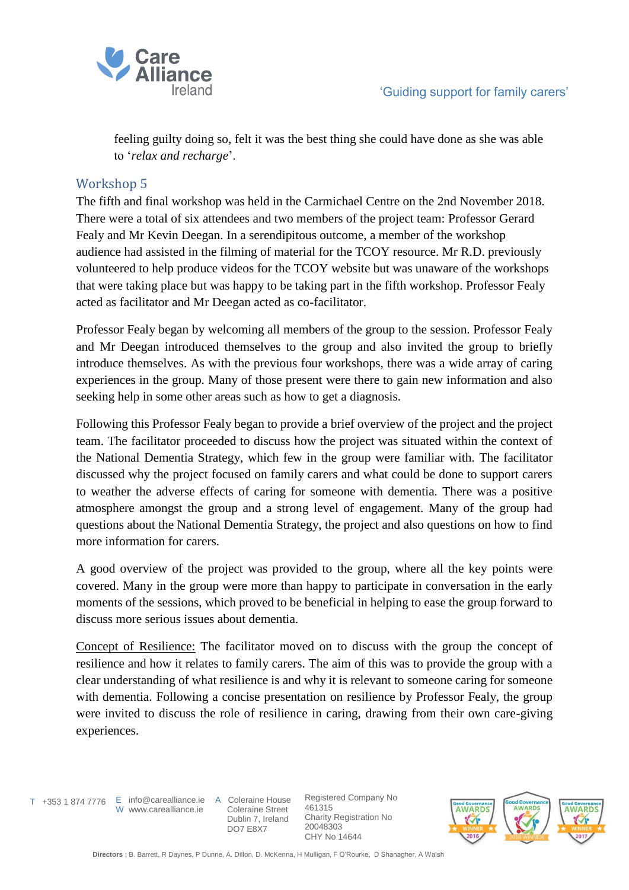feeling guilty doing so, felt it was the best thing she could have done as she was able to '*relax and recharge*'.

## Workshop 5

The fifth and final workshop was held in the Carmichael Centre on the 2nd November 2018. There were a total of six attendees and two members of the project team: Professor Gerard Fealy and Mr Kevin Deegan. In a serendipitous outcome, a member of the workshop audience had assisted in the filming of material for the TCOY resource. Mr R.D. previously volunteered to help produce videos for the TCOY website but was unaware of the workshops that were taking place but was happy to be taking part in the fifth workshop. Professor Fealy acted as facilitator and Mr Deegan acted as co-facilitator.

Professor Fealy began by welcoming all members of the group to the session. Professor Fealy and Mr Deegan introduced themselves to the group and also invited the group to briefly introduce themselves. As with the previous four workshops, there was a wide array of caring experiences in the group. Many of those present were there to gain new information and also seeking help in some other areas such as how to get a diagnosis.

Following this Professor Fealy began to provide a brief overview of the project and the project team. The facilitator proceeded to discuss how the project was situated within the context of the National Dementia Strategy, which few in the group were familiar with. The facilitator discussed why the project focused on family carers and what could be done to support carers to weather the adverse effects of caring for someone with dementia. There was a positive atmosphere amongst the group and a strong level of engagement. Many of the group had questions about the National Dementia Strategy, the project and also questions on how to find more information for carers.

A good overview of the project was provided to the group, where all the key points were covered. Many in the group were more than happy to participate in conversation in the early moments of the sessions, which proved to be beneficial in helping to ease the group forward to discuss more serious issues about dementia.

<u>Concept of Resilience:</u> The facilitator moved on to discuss with the group the concept of resilience and how it relates to family carers. The aim of this was to provide the group with a clear understanding of what resilience is and why it is relevant to someone caring for someone with dementia. Following a concise presentation on resilience by Professor Fealy, the group were invited to discuss the role of resilience in caring, drawing from their own care-giving experiences.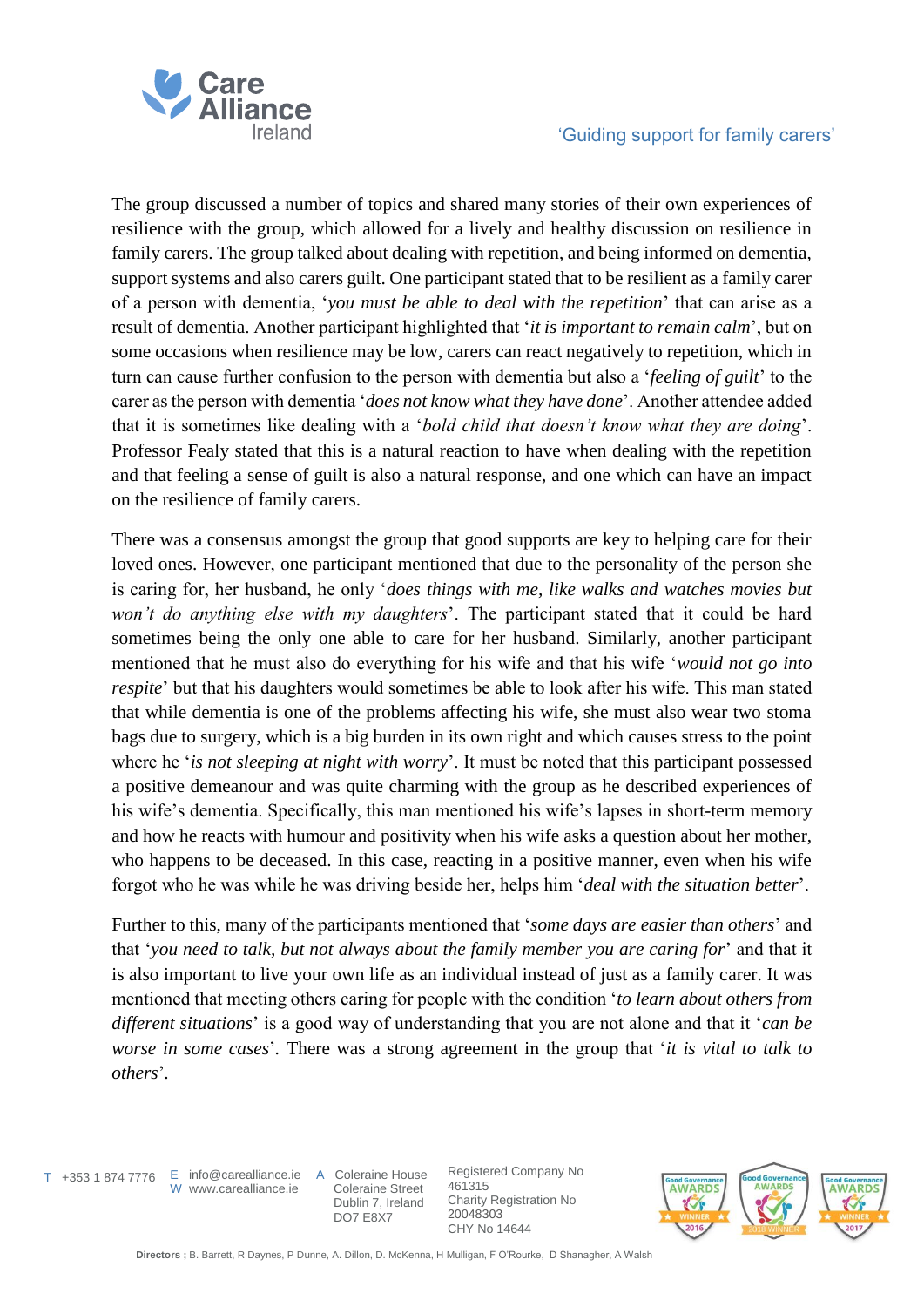The group discussed a number of topics and shared many stories of their own experiences of resilience with the group, which allowed for a lively and healthy discussion on resilience in family carers. The group talked about dealing with repetition, and being informed on dementia, support systems and also carers guilt. One participant stated that to be resilient as a family carer of a person with dementia, '*you must be able to deal with the repetition*' that can arise as a result of dementia. Another participant highlighted that '*it is important to remain calm*', but on some occasions when resilience may be low, carers can react negatively to repetition, which in turn can cause further confusion to the person with dementia but also a '*feeling of guilt*' to the carer as the person with dementia '*does not know what they have done*'. Another attendee added that it is sometimes like dealing with a '*bold child that doesn't know what they are doing*'. Professor Fealy stated that this is a natural reaction to have when dealing with the repetition and that feeling a sense of guilt is also a natural response, and one which can have an impact on the resilience of family carers.

There was a consensus amongst the group that good supports are key to helping care for their loved ones. However, one participant mentioned that due to the personality of the person she is caring for, her husband, he only '*does things with me, like walks and watches movies but won't do anything else with my daughters*'. The participant stated that it could be hard sometimes being the only one able to care for her husband. Similarly, another participant mentioned that he must also do everything for his wife and that his wife '*would not go into respite*' but that his daughters would sometimes be able to look after his wife. This man stated that while dementia is one of the problems affecting his wife, she must also wear two stoma bags due to surgery, which is a big burden in its own right and which causes stress to the point where he '*is not sleeping at night with worry*'. It must be noted that this participant possessed a positive demeanour and was quite charming with the group as he described experiences of his wife's dementia. Specifically, this man mentioned his wife's lapses in short-term memory and how he reacts with humour and positivity when his wife asks a question about her mother, who happens to be deceased. In this case, reacting in a positive manner, even when his wife forgot who he was while he was driving beside her, helps him '*deal with the situation better*'.

Further to this, many of the participants mentioned that '*some days are easier than others*' and that '*you need to talk, but not always about the family member you are caring for*' and that it is also important to live your own life as an individual instead of just as a family carer. It was mentioned that meeting others caring for people with the condition '*to learn about others from different situations*' is a good way of understanding that you are not alone and that it '*can be worse in some cases*'. There was a strong agreement in the group that '*it is vital to talk to others*'.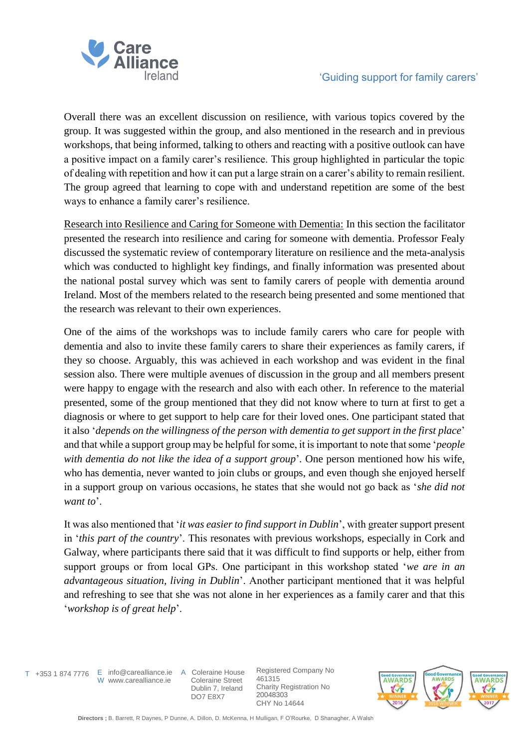Overall there was an excellent discussion on resilience, with various topics covered by the group. It was suggested within the group, and also mentioned in the research and in previous workshops, that being informed, talking to others and reacting with a positive outlook can have a positive impact on a family carer's resilience. This group highlighted in particular the topic of dealing with repetition and how it can put a large strain on a carer's ability to remain resilient. The group agreed that learning to cope with and understand repetition are some of the best ways to enhance a family carer's resilience.

<u>Research into Resilience and Caring for Someone with Dementia:</u> In this section the facilitator presented the research into resilience and caring for someone with dementia. Professor Fealy discussed the systematic review of contemporary literature on resilience and the meta-analysis which was conducted to highlight key findings, and finally information was presented about the national postal survey which was sent to family carers of people with dementia around Ireland. Most of the members related to the research being presented and some mentioned that the research was relevant to their own experiences.

One of the aims of the workshops was to include family carers who care for people with dementia and also to invite these family carers to share their experiences as family carers, if they so choose. Arguably, this was achieved in each workshop and was evident in the final session also. There were multiple avenues of discussion in the group and all members present were happy to engage with the research and also with each other. In reference to the material presented, some of the group mentioned that they did not know where to turn at first to get a diagnosis or where to get support to help care for their loved ones. One participant stated that it also '*depends on the willingness of the person with dementia to get support in the first place*' and that while a support group may be helpful for some, it is important to note that some '*people with dementia do not like the idea of a support group*'. One person mentioned how his wife, who has dementia, never wanted to join clubs or groups, and even though she enjoyed herself in a support group on various occasions, he states that she would not go back as '*she did not want to*'.

It was also mentioned that '*it was easier to find support in Dublin*', with greater support present in '*this part of the country*'. This resonates with previous workshops, especially in Cork and Galway, where participants there said that it was difficult to find supports or help, either from support groups or from local GPs. One participant in this workshop stated '*we are in an advantageous situation, living in Dublin*'. Another participant mentioned that it was helpful and refreshing to see that she was not alone in her experiences as a family carer and that this '*workshop is of great help*'.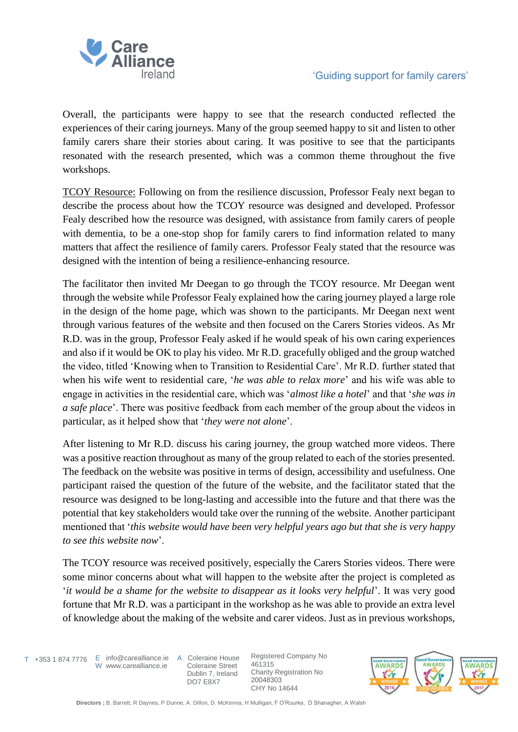Overall, the participants were happy to see that the research conducted reflected the experiences of their caring journeys. Many of the group seemed happy to sit and listen to other family carers share their stories about caring. It was positive to see that the participants resonated with the research presented, which was a common theme throughout the five workshops.

<u>TCOY Resource:</u> Following on from the resilience discussion, Professor Fealy next began to describe the process about how the TCOY resource was designed and developed. Professor Fealy described how the resource was designed, with assistance from family carers of people with dementia, to be a one-stop shop for family carers to find information related to many matters that affect the resilience of family carers. Professor Fealy stated that the resource was designed with the intention of being a resilience-enhancing resource.

The facilitator then invited Mr Deegan to go through the TCOY resource. Mr Deegan went through the website while Professor Fealy explained how the caring journey played a large role in the design of the home page, which was shown to the participants. Mr Deegan next went through various features of the website and then focused on the Carers Stories videos. As Mr R.D. was in the group, Professor Fealy asked if he would speak of his own caring experiences and also if it would be OK to play his video. Mr R.D. gracefully obliged and the group watched the video, titled 'Knowing when to Transition to Residential Care'. Mr R.D. further stated that when his wife went to residential care, '*he was able to relax more*' and his wife was able to engage in activities in the residential care, which was '*almost like a hotel*' and that '*she was in a safe place*'. There was positive feedback from each member of the group about the videos in particular, as it helped show that '*they were not alone*'.

After listening to Mr R.D. discuss his caring journey, the group watched more videos. There was a positive reaction throughout as many of the group related to each of the stories presented. The feedback on the website was positive in terms of design, accessibility and usefulness. One participant raised the question of the future of the website, and the facilitator stated that the resource was designed to be long-lasting and accessible into the future and that there was the potential that key stakeholders would take over the running of the website. Another participant mentioned that '*this website would have been very helpful years ago but that she is very happy to see this website now*'.

The TCOY resource was received positively, especially the Carers Stories videos. There were some minor concerns about what will happen to the website after the project is completed as '*it would be a shame for the website to disappear as it looks very helpful*'. It was very good fortune that Mr R.D. was a participant in the workshop as he was able to provide an extra level of knowledge about the making of the website and carer videos. Just as in previous workshops,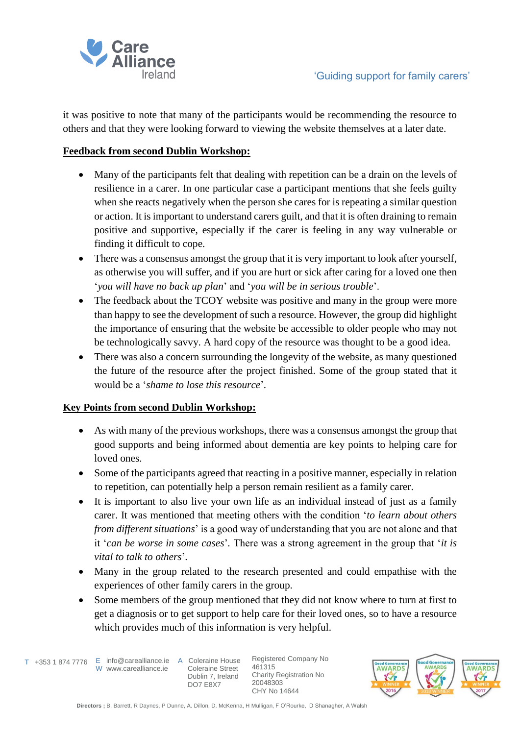it was positive to note that many of the participants would be recommending the resource to others and that they were looking forward to viewing the website themselves at a later date.

**Feedback from second Dublin Workshop:**

- Many of the participants felt that dealing with repetition can be a drain on the levels of resilience in a carer. In one particular case a participant mentions that she feels guilty when she reacts negatively when the person she cares for is repeating a similar question or action. It is important to understand carers guilt, and that it is often draining to remain positive and supportive, especially if the carer is feeling in any way vulnerable or finding it difficult to cope.
- There was a consensus amongst the group that it is very important to look after yourself, as otherwise you will suffer, and if you are hurt or sick after caring for a loved one then '*you will have no back up plan*' and '*you will be in serious trouble*'.
- The feedback about the TCOY website was positive and many in the group were more than happy to see the development of such a resource. However, the group did highlight the importance of ensuring that the website be accessible to older people who may not be technologically savvy. A hard copy of the resource was thought to be a good idea.
- There was also a concern surrounding the longevity of the website, as many questioned the future of the resource after the project finished. Some of the group stated that it would be a '*shame to lose this resource*'.

**Key Points from second Dublin Workshop:**

- As with many of the previous workshops, there was a consensus amongst the group that good supports and being informed about dementia are key points to helping care for loved ones.
- Some of the participants agreed that reacting in a positive manner, especially in relation to repetition, can potentially help a person remain resilient as a family carer.
- It is important to also live your own life as an individual instead of just as a family carer. It was mentioned that meeting others with the condition '*to learn about others from different situations*' is a good way of understanding that you are not alone and that it '*can be worse in some cases*'. There was a strong agreement in the group that '*it is vital to talk to others*'.
- Many in the group related to the research presented and could empathise with the experiences of other family carers in the group.
- Some members of the group mentioned that they did not know where to turn at first to get a diagnosis or to get support to help care for their loved ones, so to have a resource which provides much of this information is very helpful.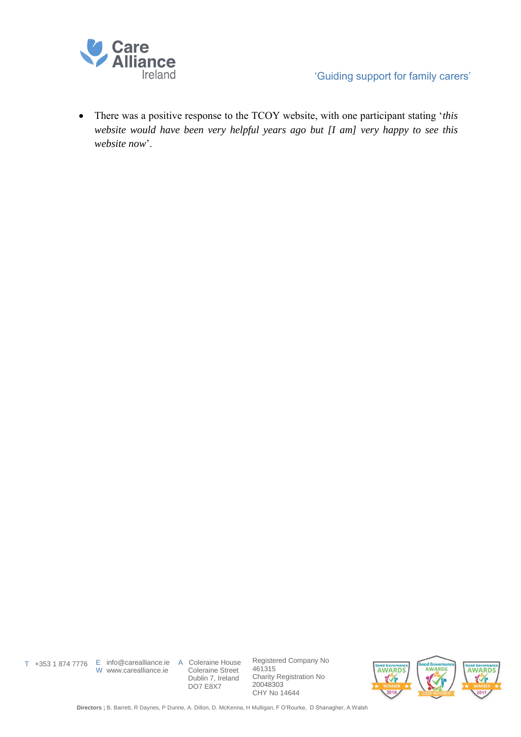- There was a positive response to the TCOY website, with one participant stating '*this website would have been very helpful years ago but [I am] very happy to see this website now*'.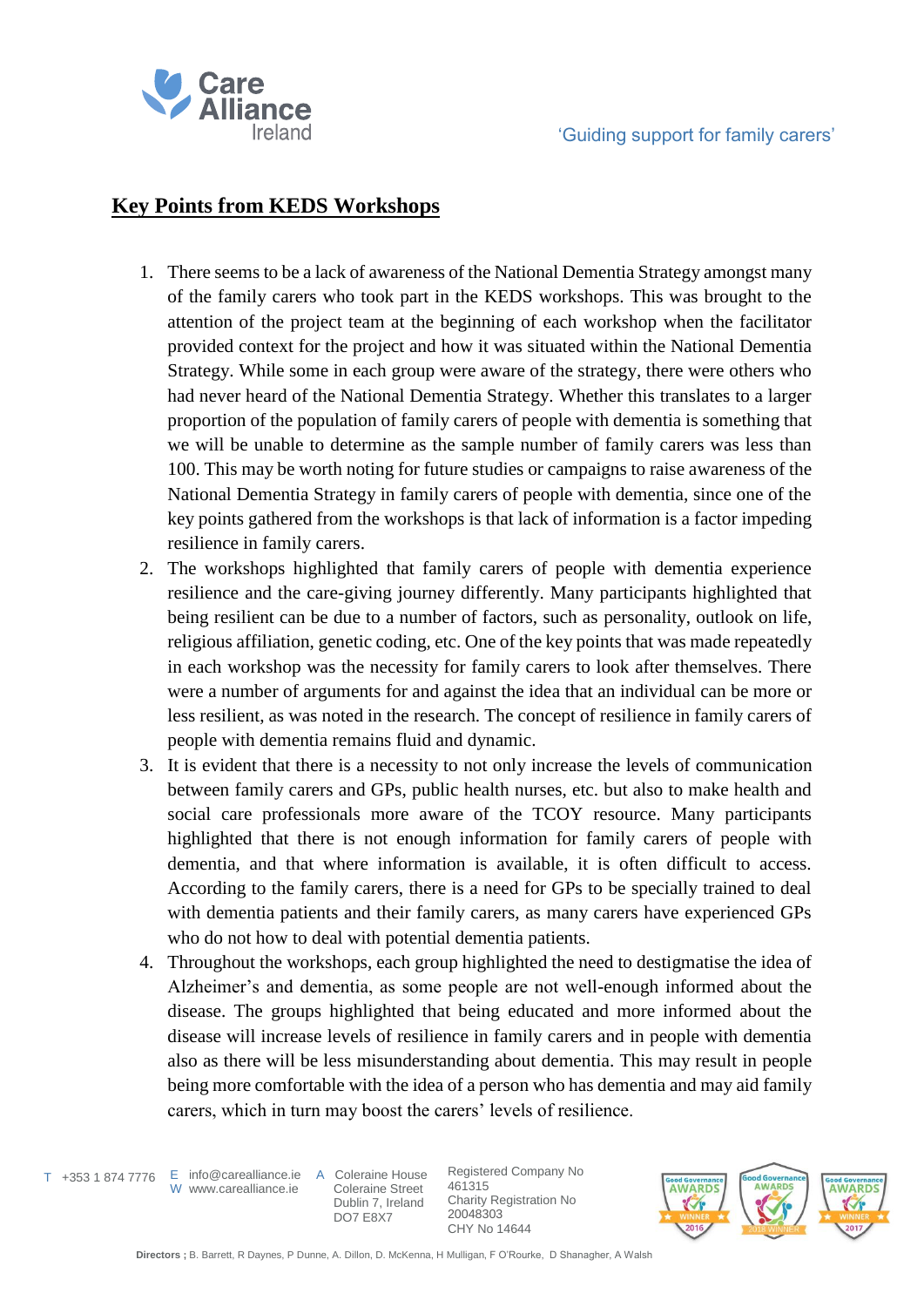## Key Points from KEDS Workshops

1. There seems to be a lack of awareness of the National Dementia Strategy amongst many of the family carers who took part in the KEDS workshops. This was brought to the attention of the project team at the beginning of each workshop when the facilitator provided context for the project and how it was situated within the National Dementia Strategy. While some in each group were aware of the strategy, there were others who had never heard of the National Dementia Strategy. Whether this translates to a larger proportion of the population of family carers of people with dementia is something that we will be unable to determine as the sample number of family carers was less than 100. This may be worth noting for future studies or campaigns to raise awareness of the National Dementia Strategy in family carers of people with dementia, since one of the key points gathered from the workshops is that lack of information is a factor impeding resilience in family carers.
2. The workshops highlighted that family carers of people with dementia experience resilience and the care-giving journey differently. Many participants highlighted that being resilient can be due to a number of factors, such as personality, outlook on life, religious affiliation, genetic coding, etc. One of the key points that was made repeatedly in each workshop was the necessity for family carers to look after themselves. There were a number of arguments for and against the idea that an individual can be more or less resilient, as was noted in the research. The concept of resilience in family carers of people with dementia remains fluid and dynamic.
3. It is evident that there is a necessity to not only increase the levels of communication between family carers and GPs, public health nurses, etc. but also to make health and social care professionals more aware of the TCOY resource. Many participants highlighted that there is not enough information for family carers of people with dementia, and that where information is available, it is often difficult to access. According to the family carers, there is a need for GPs to be specially trained to deal with dementia patients and their family carers, as many carers have experienced GPs who do not how to deal with potential dementia patients.
4. Throughout the workshops, each group highlighted the need to destigmatise the idea of Alzheimer's and dementia, as some people are not well-enough informed about the disease. The groups highlighted that being educated and more informed about the disease will increase levels of resilience in family carers and in people with dementia also as there will be less misunderstanding about dementia. This may result in people being more comfortable with the idea of a person who has dementia and may aid family carers, which in turn may boost the carers' levels of resilience.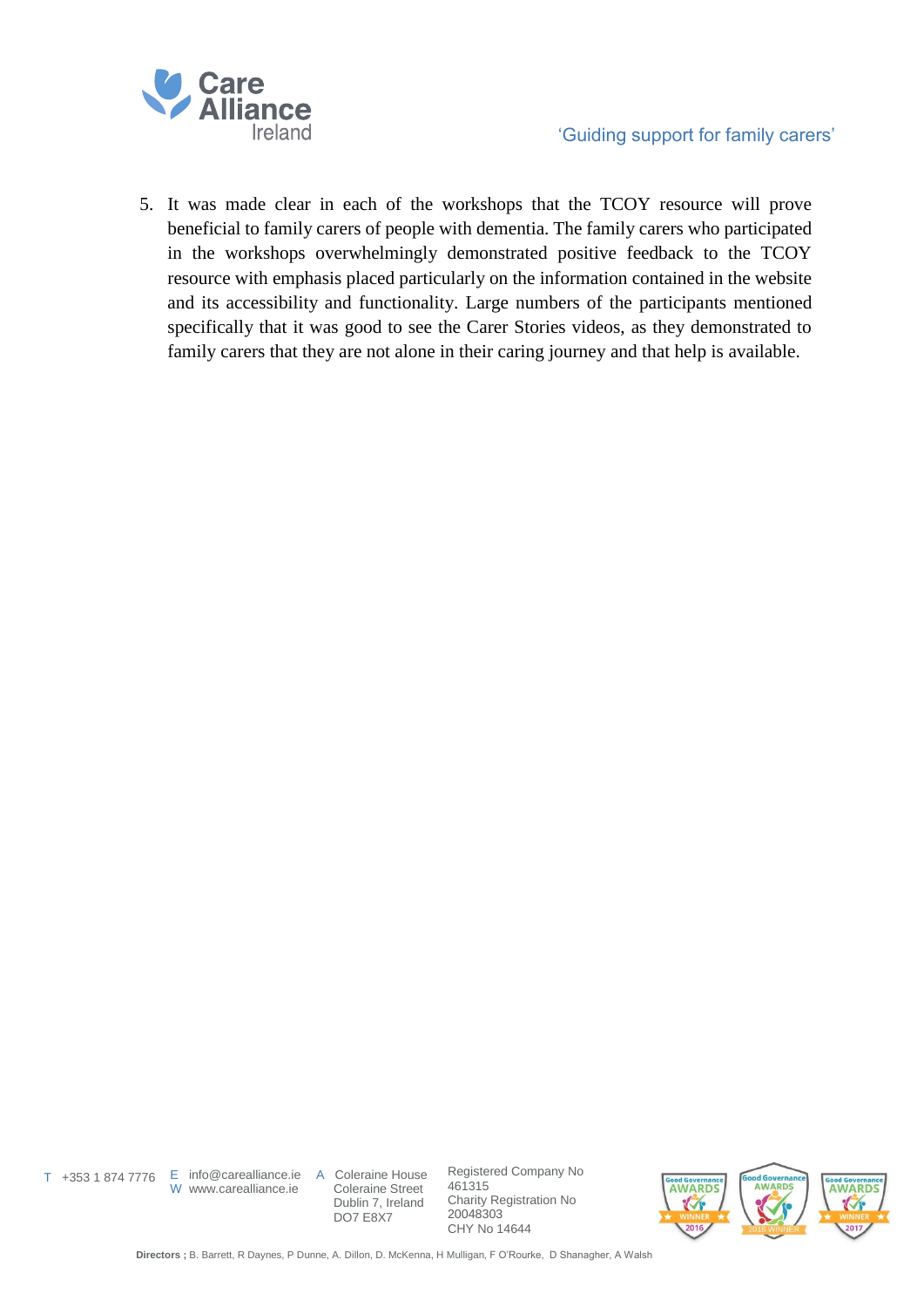5. It was made clear in each of the workshops that the TCOY resource will prove beneficial to family carers of people with dementia. The family carers who participated in the workshops overwhelmingly demonstrated positive feedback to the TCOY resource with emphasis placed particularly on the information contained in the website and its accessibility and functionality. Large numbers of the participants mentioned specifically that it was good to see the Carer Stories videos, as they demonstrated to family carers that they are not alone in their caring journey and that help is available.